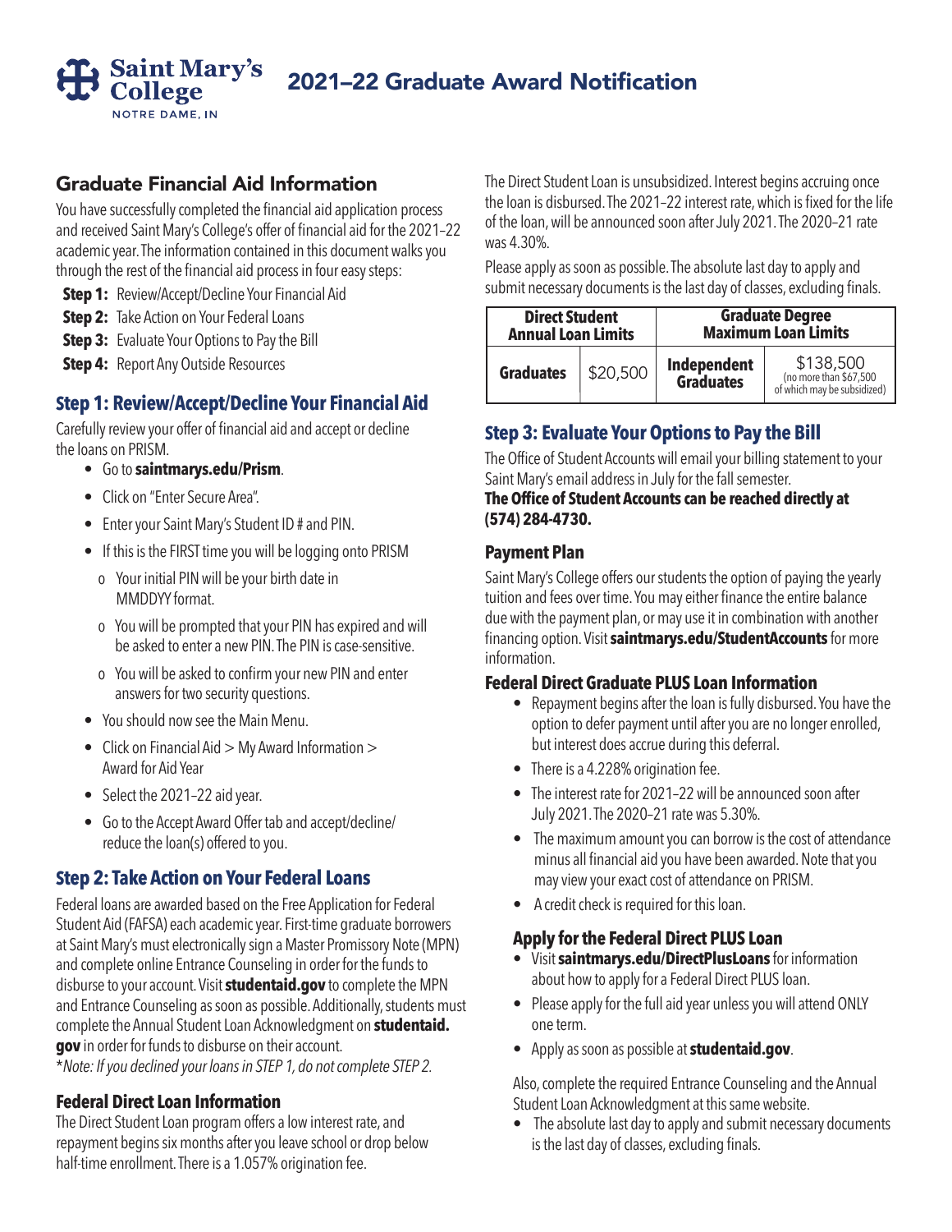# 2021–22 Graduate Award Notification

Saint Mary's College
NOTRE DAME, IN

## Graduate Financial Aid Information

You have successfully completed the financial aid application process and received Saint Mary's College's offer of financial aid for the 2021–22 academic year. The information contained in this document walks you through the rest of the financial aid process in four easy steps:

- **Step 1:** Review/Accept/Decline Your Financial Aid
- **Step 2:** Take Action on Your Federal Loans
- **Step 3:** Evaluate Your Options to Pay the Bill
- **Step 4:** Report Any Outside Resources

## Step 1: Review/Accept/Decline Your Financial Aid

Carefully review your offer of financial aid and accept or decline the loans on PRISM.

- Go to **saintmarys.edu/Prism**.
- Click on "Enter Secure Area".
- Enter your Saint Mary's Student ID # and PIN.
- If this is the FIRST time you will be logging onto PRISM
  - o Your initial PIN will be your birth date in MMDDYY format.
  - o You will be prompted that your PIN has expired and will be asked to enter a new PIN. The PIN is case-sensitive.
  - o You will be asked to confirm your new PIN and enter answers for two security questions.
- You should now see the Main Menu.
- Click on Financial Aid > My Award Information > Award for Aid Year
- Select the 2021–22 aid year.
- Go to the Accept Award Offer tab and accept/decline/reduce the loan(s) offered to you.

## Step 2: Take Action on Your Federal Loans

Federal loans are awarded based on the Free Application for Federal Student Aid (FAFSA) each academic year. First-time graduate borrowers at Saint Mary's must electronically sign a Master Promissory Note (MPN) and complete online Entrance Counseling in order for the funds to disburse to your account. Visit **studentaid.gov** to complete the MPN and Entrance Counseling as soon as possible. Additionally, students must complete the Annual Student Loan Acknowledgment on **studentaid.gov** in order for funds to disburse on their account.

**Note: If you declined your loans in STEP 1, do not complete STEP 2.*

### Federal Direct Loan Information

The Direct Student Loan program offers a low interest rate, and repayment begins six months after you leave school or drop below half-time enrollment. There is a 1.057% origination fee.

The Direct Student Loan is unsubsidized. Interest begins accruing once the loan is disbursed. The 2021–22 interest rate, which is fixed for the life of the loan, will be announced soon after July 2021. The 2020–21 rate was 4.30%.

Please apply as soon as possible. The absolute last day to apply and submit necessary documents is the last day of classes, excluding finals.

| Direct Student Annual Loan Limits | | Graduate Degree Maximum Loan Limits | |
|---|---|---|---|
| **Graduates** | $20,500 | **Independent Graduates** | $138,500 (no more than $67,500 of which may be subsidized) |

## Step 3: Evaluate Your Options to Pay the Bill

The Office of Student Accounts will email your billing statement to your Saint Mary's email address in July for the fall semester.

**The Office of Student Accounts can be reached directly at (574) 284-4730.**

### Payment Plan

Saint Mary's College offers our students the option of paying the yearly tuition and fees over time. You may either finance the entire balance due with the payment plan, or may use it in combination with another financing option. Visit **saintmarys.edu/StudentAccounts** for more information.

### Federal Direct Graduate PLUS Loan Information

- Repayment begins after the loan is fully disbursed. You have the option to defer payment until after you are no longer enrolled, but interest does accrue during this deferral.
- There is a 4.228% origination fee.
- The interest rate for 2021–22 will be announced soon after July 2021. The 2020–21 rate was 5.30%.
- The maximum amount you can borrow is the cost of attendance minus all financial aid you have been awarded. Note that you may view your exact cost of attendance on PRISM.
- A credit check is required for this loan.

### Apply for the Federal Direct PLUS Loan

- Visit **saintmarys.edu/DirectPlusLoans** for information about how to apply for a Federal Direct PLUS loan.
- Please apply for the full aid year unless you will attend ONLY one term.
- Apply as soon as possible at **studentaid.gov**.

Also, complete the required Entrance Counseling and the Annual Student Loan Acknowledgment at this same website.

- The absolute last day to apply and submit necessary documents is the last day of classes, excluding finals.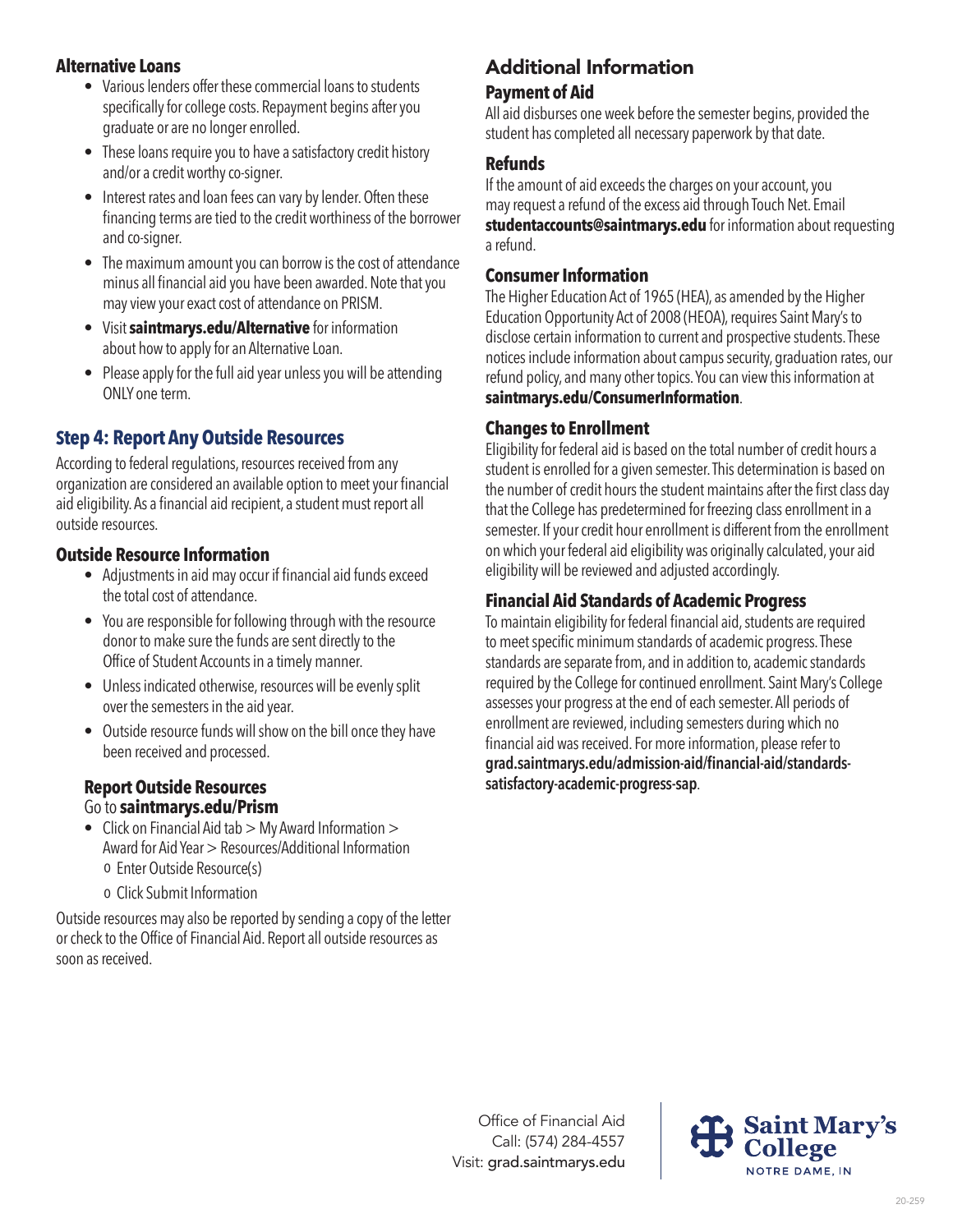### Alternative Loans

- Various lenders offer these commercial loans to students specifically for college costs. Repayment begins after you graduate or are no longer enrolled.
- These loans require you to have a satisfactory credit history and/or a credit worthy co-signer.
- Interest rates and loan fees can vary by lender. Often these financing terms are tied to the credit worthiness of the borrower and co-signer.
- The maximum amount you can borrow is the cost of attendance minus all financial aid you have been awarded. Note that you may view your exact cost of attendance on PRISM.
- Visit **saintmarys.edu/Alternative** for information about how to apply for an Alternative Loan.
- Please apply for the full aid year unless you will be attending ONLY one term.

## Step 4: Report Any Outside Resources

According to federal regulations, resources received from any organization are considered an available option to meet your financial aid eligibility. As a financial aid recipient, a student must report all outside resources.

### Outside Resource Information

- Adjustments in aid may occur if financial aid funds exceed the total cost of attendance.
- You are responsible for following through with the resource donor to make sure the funds are sent directly to the Office of Student Accounts in a timely manner.
- Unless indicated otherwise, resources will be evenly split over the semesters in the aid year.
- Outside resource funds will show on the bill once they have been received and processed.

### Report Outside Resources

Go to **saintmarys.edu/Prism**

- Click on Financial Aid tab > My Award Information > Award for Aid Year > Resources/Additional Information
  - Enter Outside Resource(s)
  - Click Submit Information

Outside resources may also be reported by sending a copy of the letter or check to the Office of Financial Aid. Report all outside resources as soon as received.

## Additional Information

### Payment of Aid

All aid disburses one week before the semester begins, provided the student has completed all necessary paperwork by that date.

### Refunds

If the amount of aid exceeds the charges on your account, you may request a refund of the excess aid through Touch Net. Email **studentaccounts@saintmarys.edu** for information about requesting a refund.

### Consumer Information

The Higher Education Act of 1965 (HEA), as amended by the Higher Education Opportunity Act of 2008 (HEOA), requires Saint Mary's to disclose certain information to current and prospective students. These notices include information about campus security, graduation rates, our refund policy, and many other topics. You can view this information at **saintmarys.edu/ConsumerInformation**.

### Changes to Enrollment

Eligibility for federal aid is based on the total number of credit hours a student is enrolled for a given semester. This determination is based on the number of credit hours the student maintains after the first class day that the College has predetermined for freezing class enrollment in a semester. If your credit hour enrollment is different from the enrollment on which your federal aid eligibility was originally calculated, your aid eligibility will be reviewed and adjusted accordingly.

### Financial Aid Standards of Academic Progress

To maintain eligibility for federal financial aid, students are required to meet specific minimum standards of academic progress. These standards are separate from, and in addition to, academic standards required by the College for continued enrollment. Saint Mary's College assesses your progress at the end of each semester. All periods of enrollment are reviewed, including semesters during which no financial aid was received. For more information, please refer to **grad.saintmarys.edu/admission-aid/financial-aid/standards-satisfactory-academic-progress-sap**.

Office of Financial Aid
Call: (574) 284-4557
Visit: grad.saintmarys.edu

Saint Mary's College
NOTRE DAME, IN

20-259